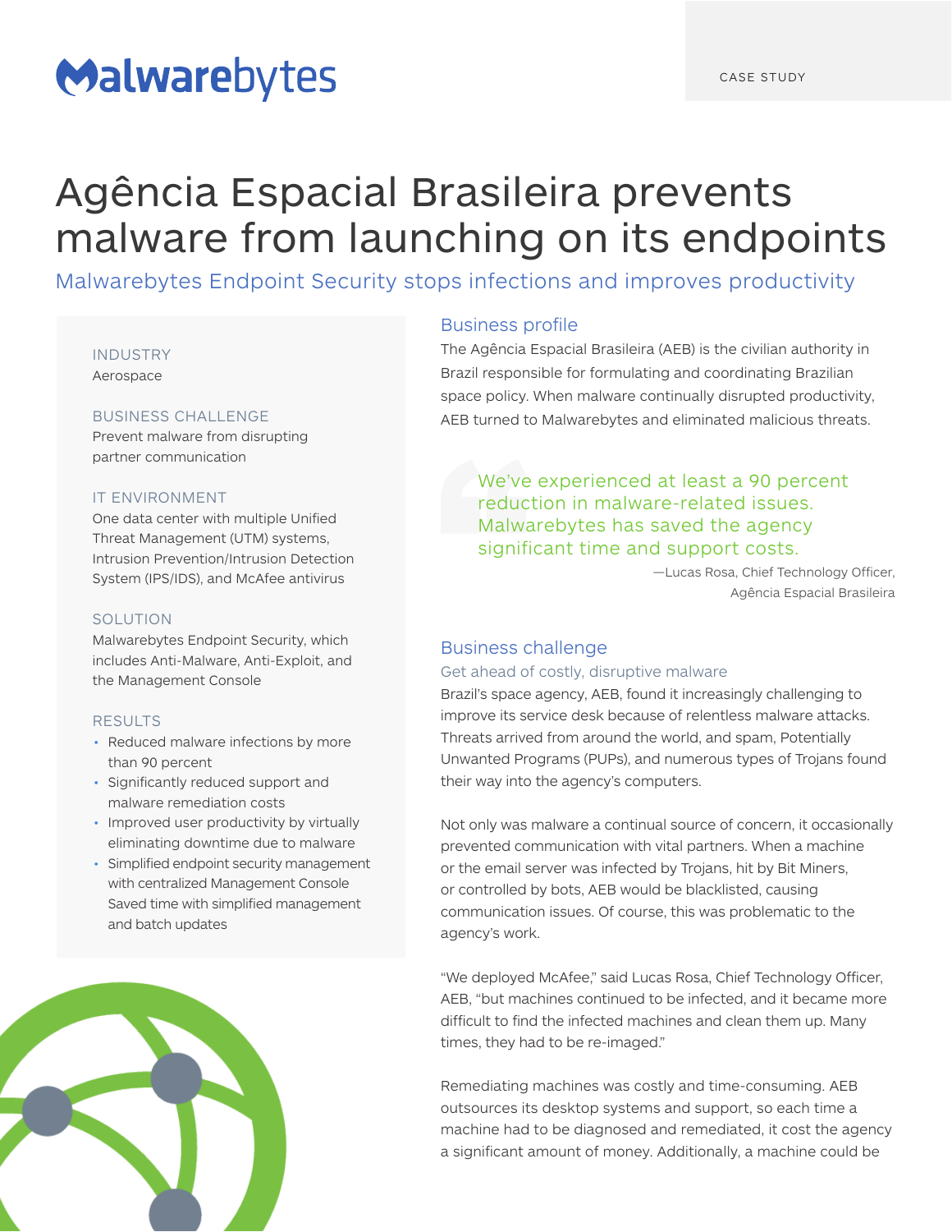Malwarebytes

CASE STUDY

# Agência Espacial Brasileira prevents malware from launching on its endpoints

## Malwarebytes Endpoint Security stops infections and improves productivity

**INDUSTRY**

Aerospace

**BUSINESS CHALLENGE**

Prevent malware from disrupting partner communication

**IT ENVIRONMENT**

One data center with multiple Unified Threat Management (UTM) systems, Intrusion Prevention/Intrusion Detection System (IPS/IDS), and McAfee antivirus

**SOLUTION**

Malwarebytes Endpoint Security, which includes Anti-Malware, Anti-Exploit, and the Management Console

**RESULTS**

- Reduced malware infections by more than 90 percent
- Significantly reduced support and malware remediation costs
- Improved user productivity by virtually eliminating downtime due to malware
- Simplified endpoint security management with centralized Management Console Saved time with simplified management and batch updates

## Business profile

The Agência Espacial Brasileira (AEB) is the civilian authority in Brazil responsible for formulating and coordinating Brazilian space policy. When malware continually disrupted productivity, AEB turned to Malwarebytes and eliminated malicious threats.

> We've experienced at least a 90 percent reduction in malware-related issues. Malwarebytes has saved the agency significant time and support costs.
>
> —Lucas Rosa, Chief Technology Officer, Agência Espacial Brasileira

## Business challenge

### Get ahead of costly, disruptive malware

Brazil's space agency, AEB, found it increasingly challenging to improve its service desk because of relentless malware attacks. Threats arrived from around the world, and spam, Potentially Unwanted Programs (PUPs), and numerous types of Trojans found their way into the agency's computers.

Not only was malware a continual source of concern, it occasionally prevented communication with vital partners. When a machine or the email server was infected by Trojans, hit by Bit Miners, or controlled by bots, AEB would be blacklisted, causing communication issues. Of course, this was problematic to the agency's work.

"We deployed McAfee," said Lucas Rosa, Chief Technology Officer, AEB, "but machines continued to be infected, and it became more difficult to find the infected machines and clean them up. Many times, they had to be re-imaged."

Remediating machines was costly and time-consuming. AEB outsources its desktop systems and support, so each time a machine had to be diagnosed and remediated, it cost the agency a significant amount of money. Additionally, a machine could be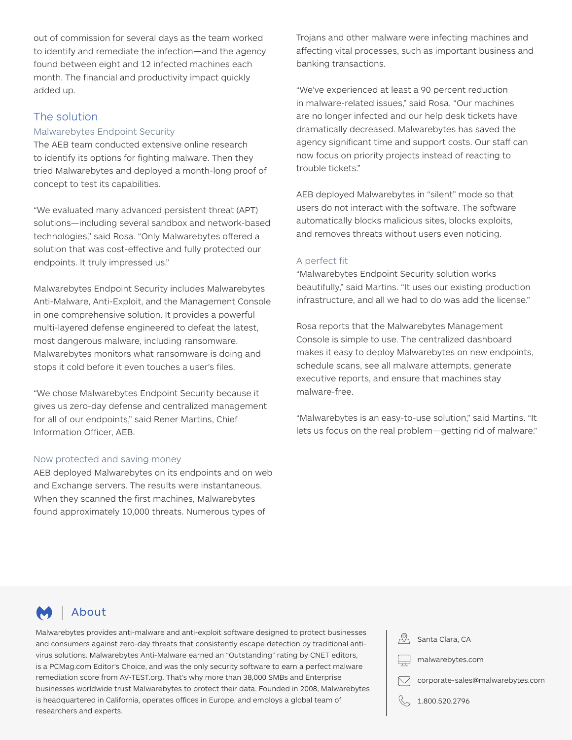out of commission for several days as the team worked to identify and remediate the infection—and the agency found between eight and 12 infected machines each month. The financial and productivity impact quickly added up.

## The solution

### Malwarebytes Endpoint Security

The AEB team conducted extensive online research to identify its options for fighting malware. Then they tried Malwarebytes and deployed a month-long proof of concept to test its capabilities.

"We evaluated many advanced persistent threat (APT) solutions—including several sandbox and network-based technologies," said Rosa. "Only Malwarebytes offered a solution that was cost-effective and fully protected our endpoints. It truly impressed us."

Malwarebytes Endpoint Security includes Malwarebytes Anti-Malware, Anti-Exploit, and the Management Console in one comprehensive solution. It provides a powerful multi-layered defense engineered to defeat the latest, most dangerous malware, including ransomware. Malwarebytes monitors what ransomware is doing and stops it cold before it even touches a user's files.

"We chose Malwarebytes Endpoint Security because it gives us zero-day defense and centralized management for all of our endpoints," said Rener Martins, Chief Information Officer, AEB.

### Now protected and saving money

AEB deployed Malwarebytes on its endpoints and on web and Exchange servers. The results were instantaneous. When they scanned the first machines, Malwarebytes found approximately 10,000 threats. Numerous types of Trojans and other malware were infecting machines and affecting vital processes, such as important business and banking transactions.

"We've experienced at least a 90 percent reduction in malware-related issues," said Rosa. "Our machines are no longer infected and our help desk tickets have dramatically decreased. Malwarebytes has saved the agency significant time and support costs. Our staff can now focus on priority projects instead of reacting to trouble tickets."

AEB deployed Malwarebytes in "silent" mode so that users do not interact with the software. The software automatically blocks malicious sites, blocks exploits, and removes threats without users even noticing.

### A perfect fit

"Malwarebytes Endpoint Security solution works beautifully," said Martins. "It uses our existing production infrastructure, and all we had to do was add the license."

Rosa reports that the Malwarebytes Management Console is simple to use. The centralized dashboard makes it easy to deploy Malwarebytes on new endpoints, schedule scans, see all malware attempts, generate executive reports, and ensure that machines stay malware-free.

"Malwarebytes is an easy-to-use solution," said Martins. "It lets us focus on the real problem—getting rid of malware."

## About

Malwarebytes provides anti-malware and anti-exploit software designed to protect businesses and consumers against zero-day threats that consistently escape detection by traditional anti-virus solutions. Malwarebytes Anti-Malware earned an "Outstanding" rating by CNET editors, is a PCMag.com Editor's Choice, and was the only security software to earn a perfect malware remediation score from AV-TEST.org. That's why more than 38,000 SMBs and Enterprise businesses worldwide trust Malwarebytes to protect their data. Founded in 2008, Malwarebytes is headquartered in California, operates offices in Europe, and employs a global team of researchers and experts.

Santa Clara, CA

malwarebytes.com

corporate-sales@malwarebytes.com

1.800.520.2796